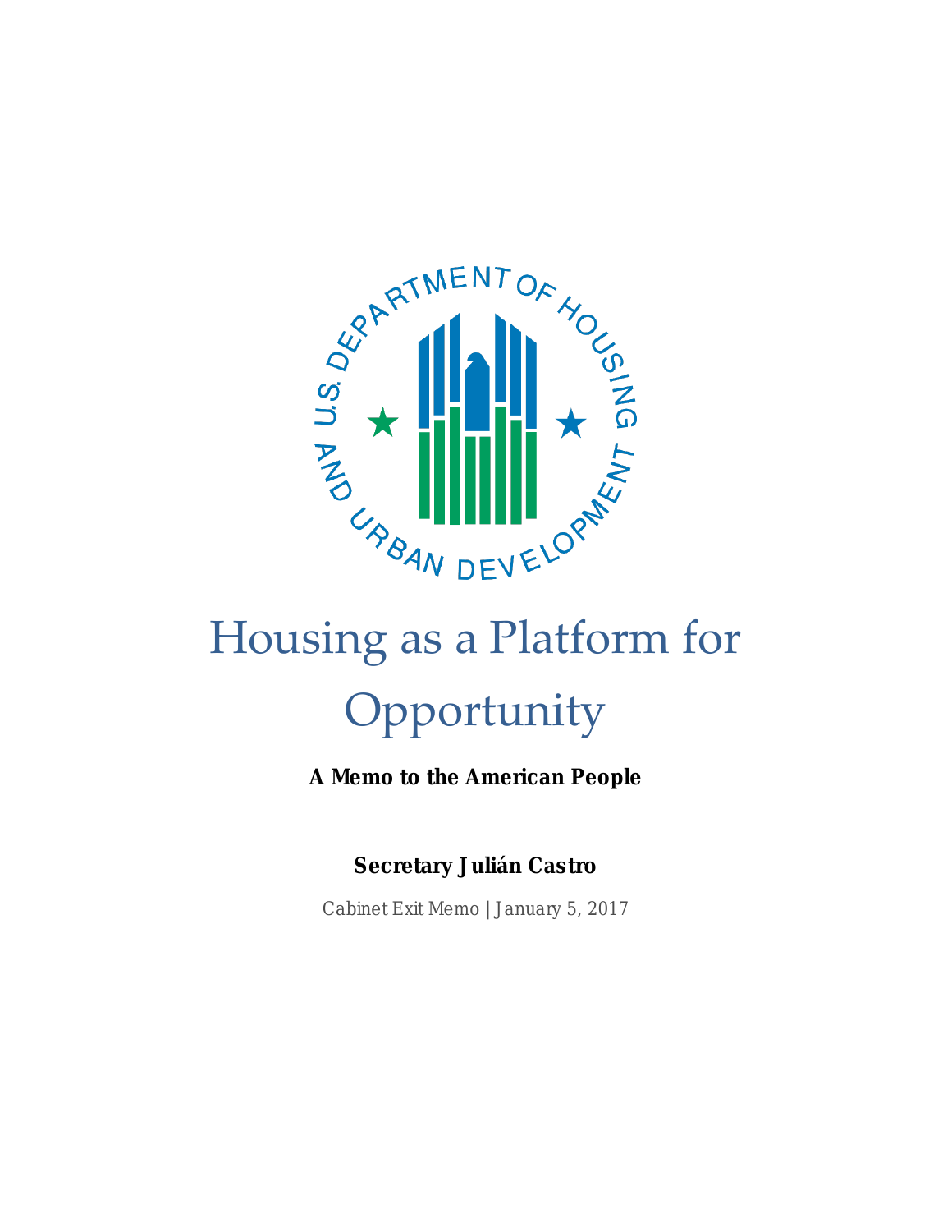# Housing as a Platform for Opportunity

**A Memo to the American People**

**Secretary Julián Castro**

Cabinet Exit Memo | January 5, 2017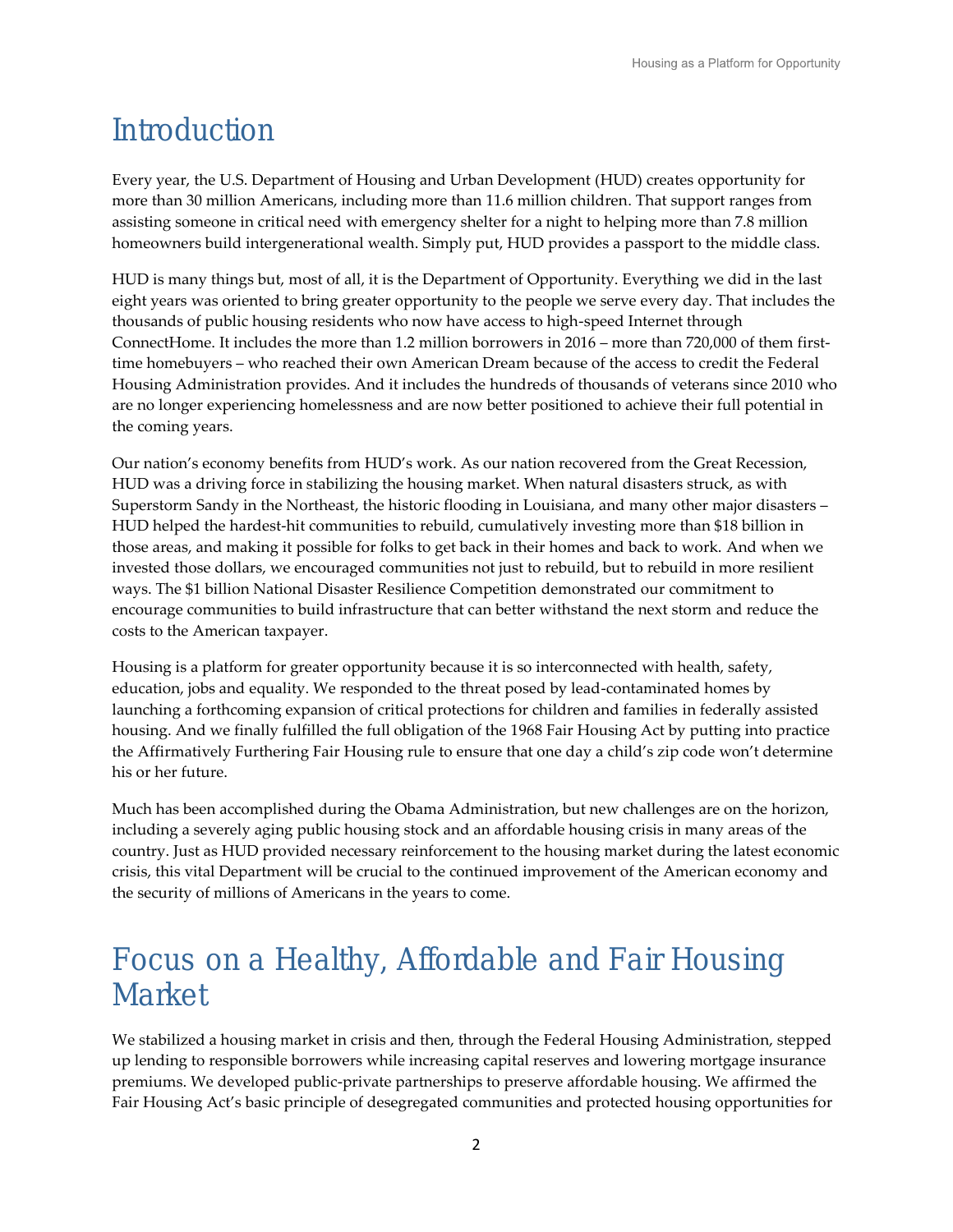# Introduction

Every year, the U.S. Department of Housing and Urban Development (HUD) creates opportunity for more than 30 million Americans, including more than 11.6 million children. That support ranges from assisting someone in critical need with emergency shelter for a night to helping more than 7.8 million homeowners build intergenerational wealth. Simply put, HUD provides a passport to the middle class.

HUD is many things but, most of all, it is the Department of Opportunity. Everything we did in the last eight years was oriented to bring greater opportunity to the people we serve every day. That includes the thousands of public housing residents who now have access to high-speed Internet through ConnectHome. It includes the more than 1.2 million borrowers in 2016 – more than 720,000 of them first-time homebuyers – who reached their own American Dream because of the access to credit the Federal Housing Administration provides. And it includes the hundreds of thousands of veterans since 2010 who are no longer experiencing homelessness and are now better positioned to achieve their full potential in the coming years.

Our nation's economy benefits from HUD's work. As our nation recovered from the Great Recession, HUD was a driving force in stabilizing the housing market. When natural disasters struck, as with Superstorm Sandy in the Northeast, the historic flooding in Louisiana, and many other major disasters – HUD helped the hardest-hit communities to rebuild, cumulatively investing more than $18 billion in those areas, and making it possible for folks to get back in their homes and back to work. And when we invested those dollars, we encouraged communities not just to rebuild, but to rebuild in more resilient ways. The $1 billion National Disaster Resilience Competition demonstrated our commitment to encourage communities to build infrastructure that can better withstand the next storm and reduce the costs to the American taxpayer.

Housing is a platform for greater opportunity because it is so interconnected with health, safety, education, jobs and equality. We responded to the threat posed by lead-contaminated homes by launching a forthcoming expansion of critical protections for children and families in federally assisted housing. And we finally fulfilled the full obligation of the 1968 Fair Housing Act by putting into practice the Affirmatively Furthering Fair Housing rule to ensure that one day a child's zip code won't determine his or her future.

Much has been accomplished during the Obama Administration, but new challenges are on the horizon, including a severely aging public housing stock and an affordable housing crisis in many areas of the country. Just as HUD provided necessary reinforcement to the housing market during the latest economic crisis, this vital Department will be crucial to the continued improvement of the American economy and the security of millions of Americans in the years to come.

# Focus on a Healthy, Affordable and Fair Housing Market

We stabilized a housing market in crisis and then, through the Federal Housing Administration, stepped up lending to responsible borrowers while increasing capital reserves and lowering mortgage insurance premiums. We developed public-private partnerships to preserve affordable housing. We affirmed the Fair Housing Act's basic principle of desegregated communities and protected housing opportunities for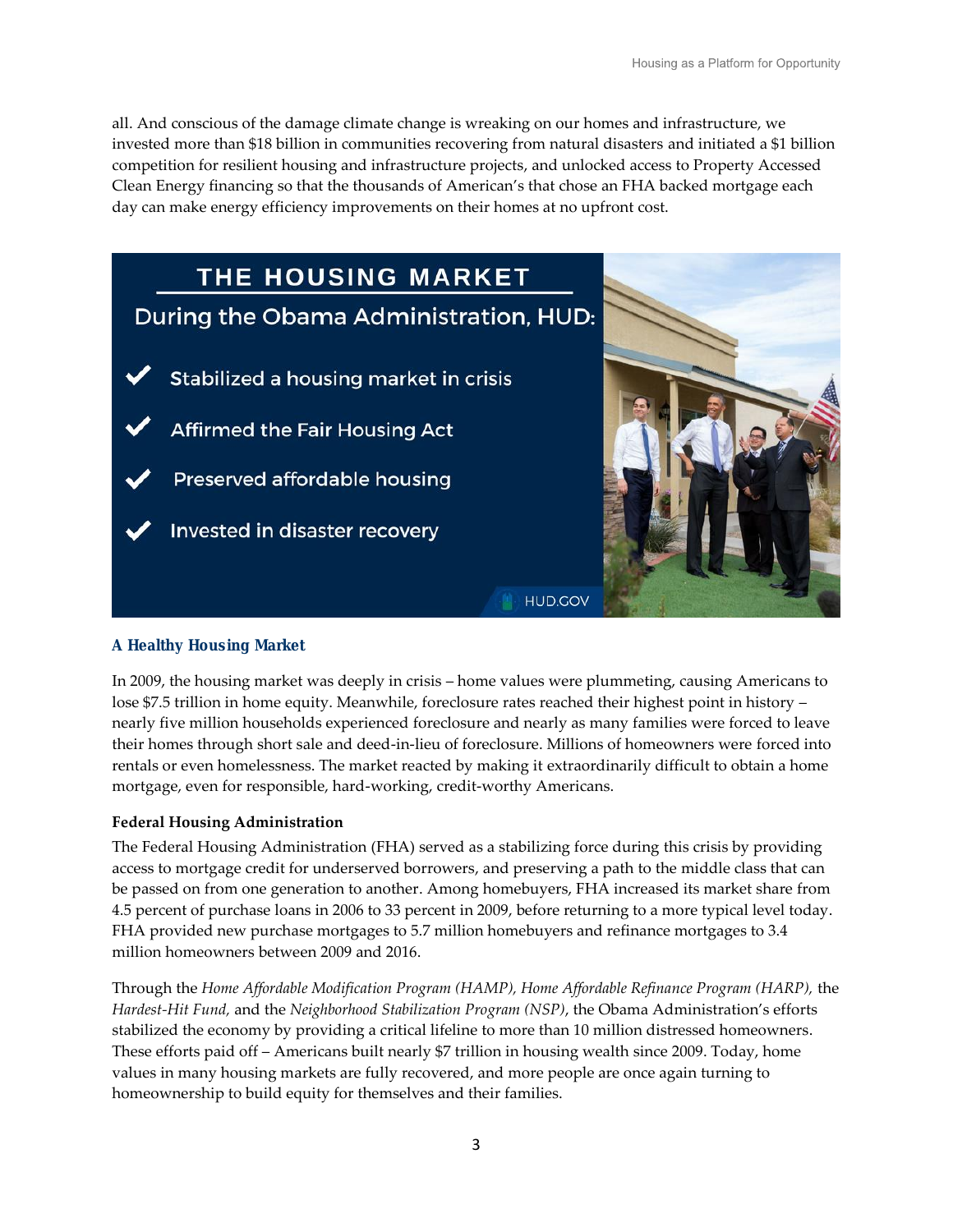all. And conscious of the damage climate change is wreaking on our homes and infrastructure, we invested more than $18 billion in communities recovering from natural disasters and initiated a $1 billion competition for resilient housing and infrastructure projects, and unlocked access to Property Accessed Clean Energy financing so that the thousands of American's that chose an FHA backed mortgage each day can make energy efficiency improvements on their homes at no upfront cost.

**THE HOUSING MARKET**

**During the Obama Administration, HUD:**

- ✔ Stabilized a housing market in crisis
- ✔ Affirmed the Fair Housing Act
- ✔ Preserved affordable housing
- ✔ Invested in disaster recovery

HUD.GOV

## A Healthy Housing Market

In 2009, the housing market was deeply in crisis – home values were plummeting, causing Americans to lose $7.5 trillion in home equity. Meanwhile, foreclosure rates reached their highest point in history – nearly five million households experienced foreclosure and nearly as many families were forced to leave their homes through short sale and deed-in-lieu of foreclosure. Millions of homeowners were forced into rentals or even homelessness. The market reacted by making it extraordinarily difficult to obtain a home mortgage, even for responsible, hard-working, credit-worthy Americans.

### Federal Housing Administration

The Federal Housing Administration (FHA) served as a stabilizing force during this crisis by providing access to mortgage credit for underserved borrowers, and preserving a path to the middle class that can be passed on from one generation to another. Among homebuyers, FHA increased its market share from 4.5 percent of purchase loans in 2006 to 33 percent in 2009, before returning to a more typical level today. FHA provided new purchase mortgages to 5.7 million homebuyers and refinance mortgages to 3.4 million homeowners between 2009 and 2016.

Through the *Home Affordable Modification Program (HAMP), Home Affordable Refinance Program (HARP),* the *Hardest-Hit Fund,* and the *Neighborhood Stabilization Program (NSP)*, the Obama Administration's efforts stabilized the economy by providing a critical lifeline to more than 10 million distressed homeowners. These efforts paid off – Americans built nearly $7 trillion in housing wealth since 2009. Today, home values in many housing markets are fully recovered, and more people are once again turning to homeownership to build equity for themselves and their families.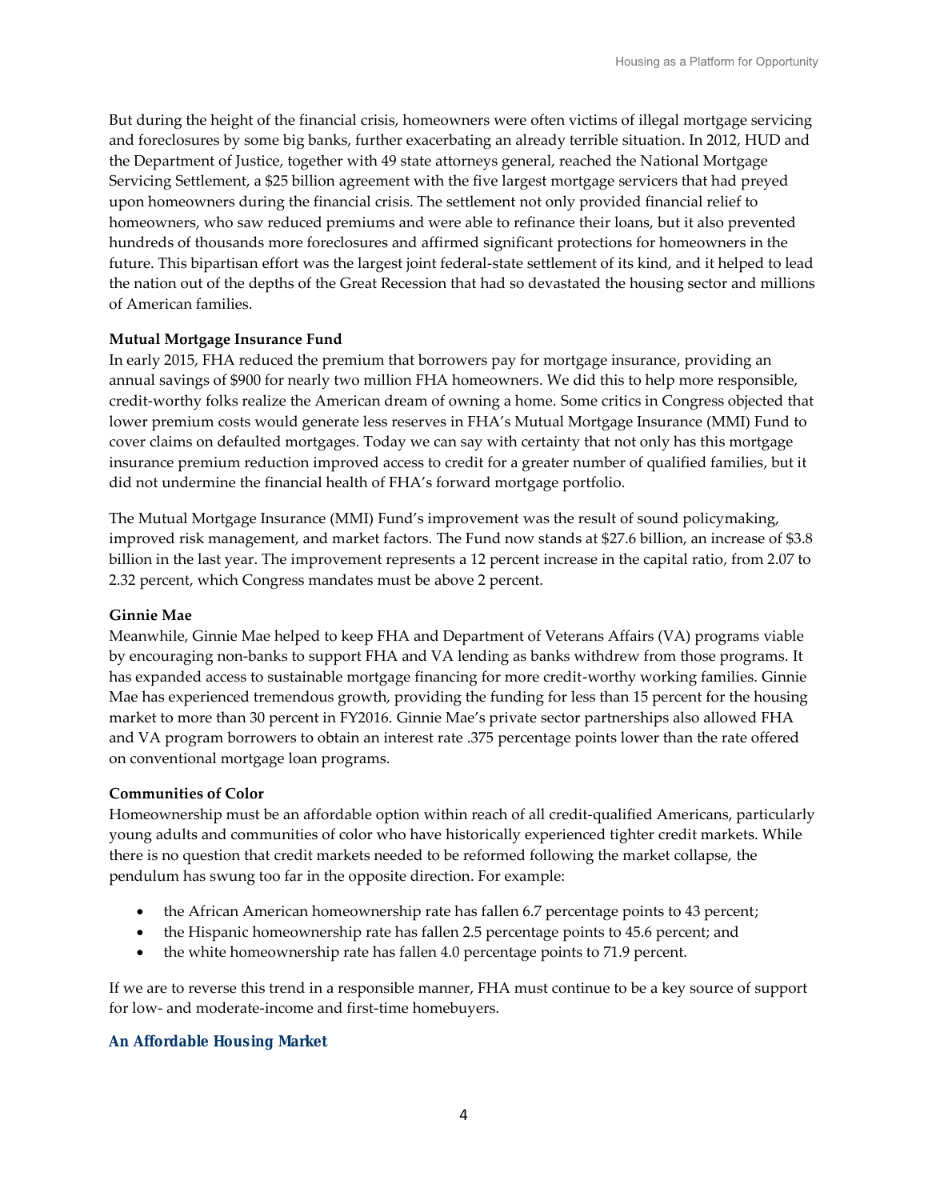But during the height of the financial crisis, homeowners were often victims of illegal mortgage servicing and foreclosures by some big banks, further exacerbating an already terrible situation. In 2012, HUD and the Department of Justice, together with 49 state attorneys general, reached the National Mortgage Servicing Settlement, a $25 billion agreement with the five largest mortgage servicers that had preyed upon homeowners during the financial crisis. The settlement not only provided financial relief to homeowners, who saw reduced premiums and were able to refinance their loans, but it also prevented hundreds of thousands more foreclosures and affirmed significant protections for homeowners in the future. This bipartisan effort was the largest joint federal-state settlement of its kind, and it helped to lead the nation out of the depths of the Great Recession that had so devastated the housing sector and millions of American families.

**Mutual Mortgage Insurance Fund**

In early 2015, FHA reduced the premium that borrowers pay for mortgage insurance, providing an annual savings of $900 for nearly two million FHA homeowners. We did this to help more responsible, credit-worthy folks realize the American dream of owning a home. Some critics in Congress objected that lower premium costs would generate less reserves in FHA's Mutual Mortgage Insurance (MMI) Fund to cover claims on defaulted mortgages. Today we can say with certainty that not only has this mortgage insurance premium reduction improved access to credit for a greater number of qualified families, but it did not undermine the financial health of FHA's forward mortgage portfolio.

The Mutual Mortgage Insurance (MMI) Fund's improvement was the result of sound policymaking, improved risk management, and market factors. The Fund now stands at $27.6 billion, an increase of $3.8 billion in the last year. The improvement represents a 12 percent increase in the capital ratio, from 2.07 to 2.32 percent, which Congress mandates must be above 2 percent.

**Ginnie Mae**

Meanwhile, Ginnie Mae helped to keep FHA and Department of Veterans Affairs (VA) programs viable by encouraging non-banks to support FHA and VA lending as banks withdrew from those programs. It has expanded access to sustainable mortgage financing for more credit-worthy working families. Ginnie Mae has experienced tremendous growth, providing the funding for less than 15 percent for the housing market to more than 30 percent in FY2016. Ginnie Mae's private sector partnerships also allowed FHA and VA program borrowers to obtain an interest rate .375 percentage points lower than the rate offered on conventional mortgage loan programs.

**Communities of Color**

Homeownership must be an affordable option within reach of all credit-qualified Americans, particularly young adults and communities of color who have historically experienced tighter credit markets. While there is no question that credit markets needed to be reformed following the market collapse, the pendulum has swung too far in the opposite direction. For example:

- the African American homeownership rate has fallen 6.7 percentage points to 43 percent;
- the Hispanic homeownership rate has fallen 2.5 percentage points to 45.6 percent; and
- the white homeownership rate has fallen 4.0 percentage points to 71.9 percent.

If we are to reverse this trend in a responsible manner, FHA must continue to be a key source of support for low- and moderate-income and first-time homebuyers.

## An Affordable Housing Market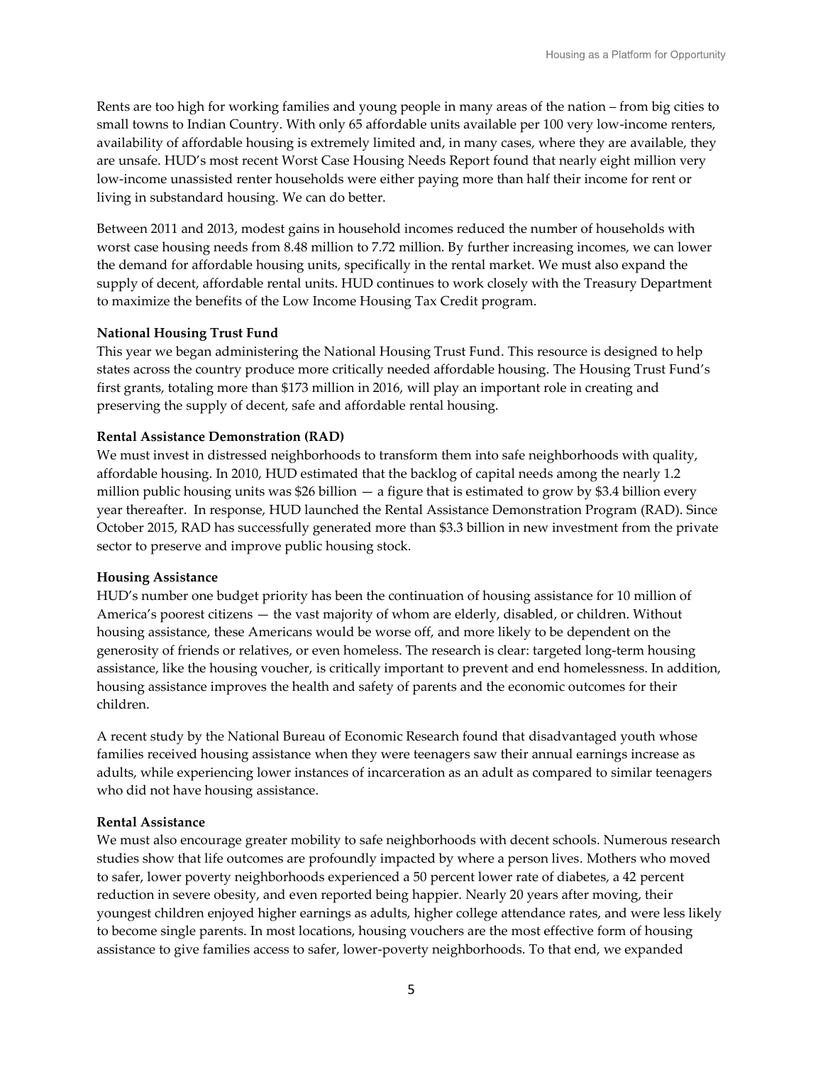Rents are too high for working families and young people in many areas of the nation – from big cities to small towns to Indian Country. With only 65 affordable units available per 100 very low-income renters, availability of affordable housing is extremely limited and, in many cases, where they are available, they are unsafe. HUD's most recent Worst Case Housing Needs Report found that nearly eight million very low-income unassisted renter households were either paying more than half their income for rent or living in substandard housing. We can do better.

Between 2011 and 2013, modest gains in household incomes reduced the number of households with worst case housing needs from 8.48 million to 7.72 million. By further increasing incomes, we can lower the demand for affordable housing units, specifically in the rental market. We must also expand the supply of decent, affordable rental units. HUD continues to work closely with the Treasury Department to maximize the benefits of the Low Income Housing Tax Credit program.

**National Housing Trust Fund**

This year we began administering the National Housing Trust Fund. This resource is designed to help states across the country produce more critically needed affordable housing. The Housing Trust Fund's first grants, totaling more than $173 million in 2016, will play an important role in creating and preserving the supply of decent, safe and affordable rental housing.

**Rental Assistance Demonstration (RAD)**

We must invest in distressed neighborhoods to transform them into safe neighborhoods with quality, affordable housing. In 2010, HUD estimated that the backlog of capital needs among the nearly 1.2 million public housing units was $26 billion — a figure that is estimated to grow by $3.4 billion every year thereafter. In response, HUD launched the Rental Assistance Demonstration Program (RAD). Since October 2015, RAD has successfully generated more than $3.3 billion in new investment from the private sector to preserve and improve public housing stock.

**Housing Assistance**

HUD's number one budget priority has been the continuation of housing assistance for 10 million of America's poorest citizens — the vast majority of whom are elderly, disabled, or children. Without housing assistance, these Americans would be worse off, and more likely to be dependent on the generosity of friends or relatives, or even homeless. The research is clear: targeted long-term housing assistance, like the housing voucher, is critically important to prevent and end homelessness. In addition, housing assistance improves the health and safety of parents and the economic outcomes for their children.

A recent study by the National Bureau of Economic Research found that disadvantaged youth whose families received housing assistance when they were teenagers saw their annual earnings increase as adults, while experiencing lower instances of incarceration as an adult as compared to similar teenagers who did not have housing assistance.

**Rental Assistance**

We must also encourage greater mobility to safe neighborhoods with decent schools. Numerous research studies show that life outcomes are profoundly impacted by where a person lives. Mothers who moved to safer, lower poverty neighborhoods experienced a 50 percent lower rate of diabetes, a 42 percent reduction in severe obesity, and even reported being happier. Nearly 20 years after moving, their youngest children enjoyed higher earnings as adults, higher college attendance rates, and were less likely to become single parents. In most locations, housing vouchers are the most effective form of housing assistance to give families access to safer, lower-poverty neighborhoods. To that end, we expanded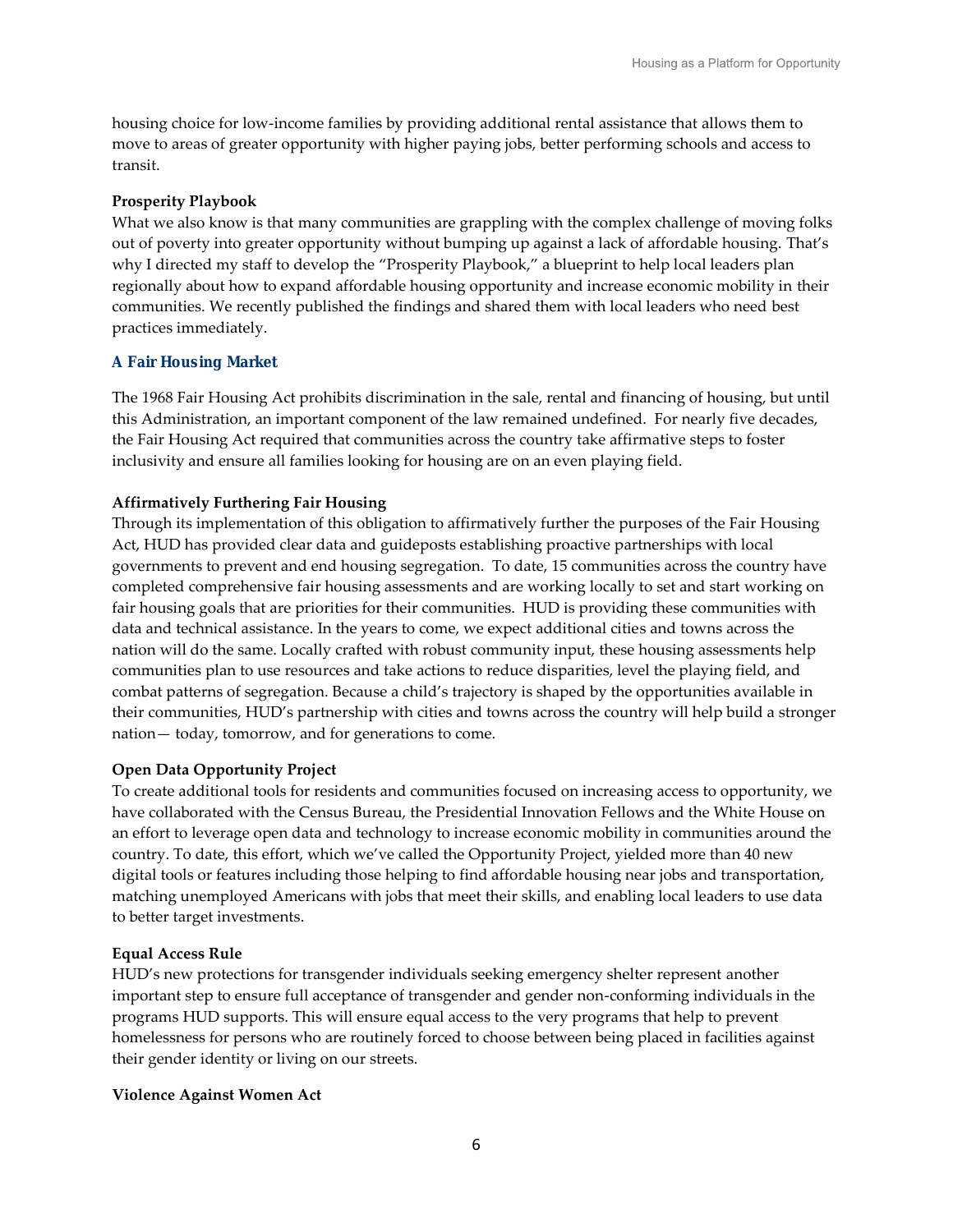housing choice for low-income families by providing additional rental assistance that allows them to move to areas of greater opportunity with higher paying jobs, better performing schools and access to transit.

**Prosperity Playbook**

What we also know is that many communities are grappling with the complex challenge of moving folks out of poverty into greater opportunity without bumping up against a lack of affordable housing. That's why I directed my staff to develop the "Prosperity Playbook," a blueprint to help local leaders plan regionally about how to expand affordable housing opportunity and increase economic mobility in their communities. We recently published the findings and shared them with local leaders who need best practices immediately.

### A Fair Housing Market

The 1968 Fair Housing Act prohibits discrimination in the sale, rental and financing of housing, but until this Administration, an important component of the law remained undefined. For nearly five decades, the Fair Housing Act required that communities across the country take affirmative steps to foster inclusivity and ensure all families looking for housing are on an even playing field.

**Affirmatively Furthering Fair Housing**

Through its implementation of this obligation to affirmatively further the purposes of the Fair Housing Act, HUD has provided clear data and guideposts establishing proactive partnerships with local governments to prevent and end housing segregation. To date, 15 communities across the country have completed comprehensive fair housing assessments and are working locally to set and start working on fair housing goals that are priorities for their communities. HUD is providing these communities with data and technical assistance. In the years to come, we expect additional cities and towns across the nation will do the same. Locally crafted with robust community input, these housing assessments help communities plan to use resources and take actions to reduce disparities, level the playing field, and combat patterns of segregation. Because a child's trajectory is shaped by the opportunities available in their communities, HUD's partnership with cities and towns across the country will help build a stronger nation— today, tomorrow, and for generations to come.

**Open Data Opportunity Project**

To create additional tools for residents and communities focused on increasing access to opportunity, we have collaborated with the Census Bureau, the Presidential Innovation Fellows and the White House on an effort to leverage open data and technology to increase economic mobility in communities around the country. To date, this effort, which we've called the Opportunity Project, yielded more than 40 new digital tools or features including those helping to find affordable housing near jobs and transportation, matching unemployed Americans with jobs that meet their skills, and enabling local leaders to use data to better target investments.

**Equal Access Rule**

HUD's new protections for transgender individuals seeking emergency shelter represent another important step to ensure full acceptance of transgender and gender non-conforming individuals in the programs HUD supports. This will ensure equal access to the very programs that help to prevent homelessness for persons who are routinely forced to choose between being placed in facilities against their gender identity or living on our streets.

**Violence Against Women Act**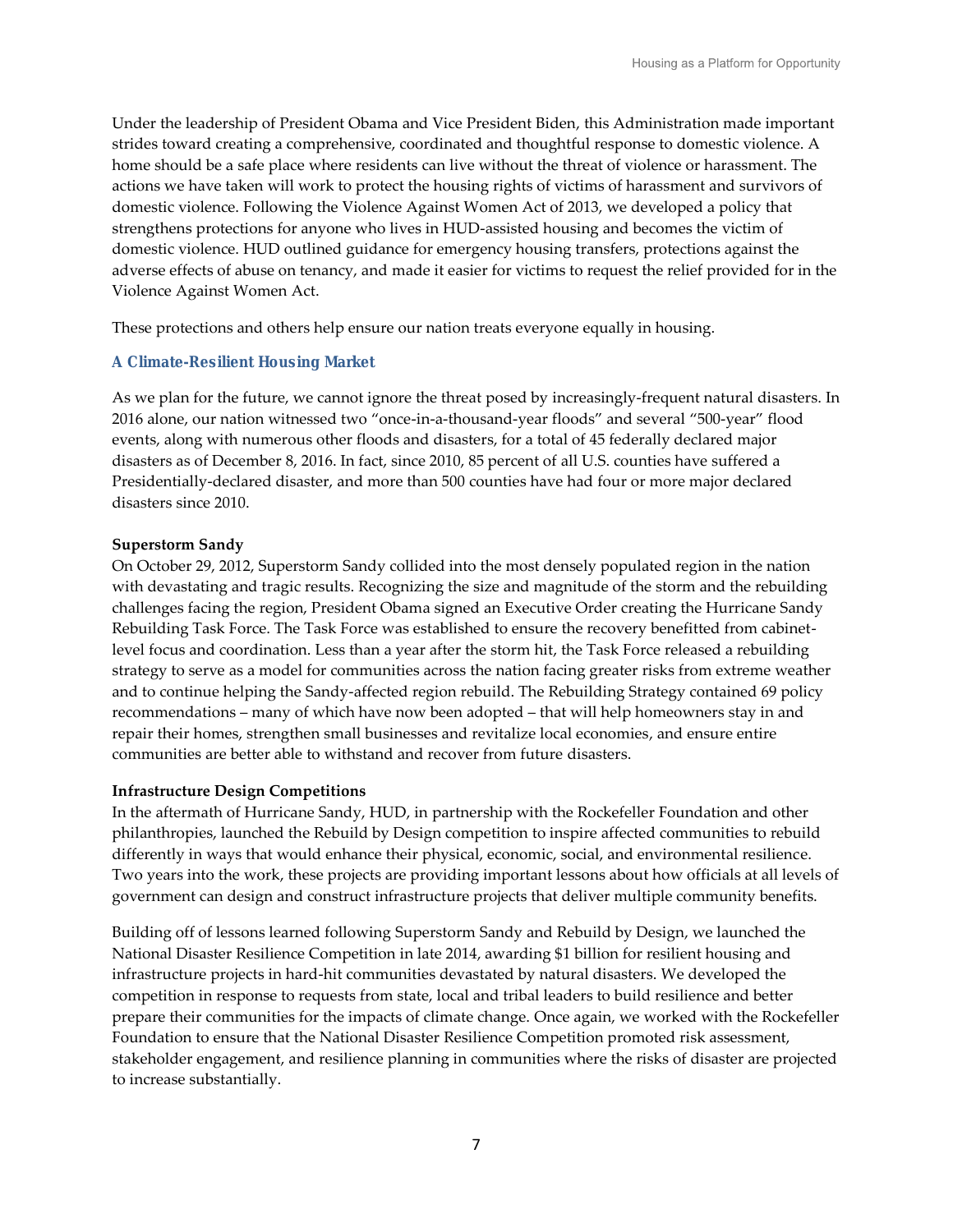Under the leadership of President Obama and Vice President Biden, this Administration made important strides toward creating a comprehensive, coordinated and thoughtful response to domestic violence. A home should be a safe place where residents can live without the threat of violence or harassment. The actions we have taken will work to protect the housing rights of victims of harassment and survivors of domestic violence. Following the Violence Against Women Act of 2013, we developed a policy that strengthens protections for anyone who lives in HUD-assisted housing and becomes the victim of domestic violence. HUD outlined guidance for emergency housing transfers, protections against the adverse effects of abuse on tenancy, and made it easier for victims to request the relief provided for in the Violence Against Women Act.

These protections and others help ensure our nation treats everyone equally in housing.

## A Climate-Resilient Housing Market

As we plan for the future, we cannot ignore the threat posed by increasingly-frequent natural disasters. In 2016 alone, our nation witnessed two "once-in-a-thousand-year floods" and several "500-year" flood events, along with numerous other floods and disasters, for a total of 45 federally declared major disasters as of December 8, 2016. In fact, since 2010, 85 percent of all U.S. counties have suffered a Presidentially-declared disaster, and more than 500 counties have had four or more major declared disasters since 2010.

### Superstorm Sandy

On October 29, 2012, Superstorm Sandy collided into the most densely populated region in the nation with devastating and tragic results. Recognizing the size and magnitude of the storm and the rebuilding challenges facing the region, President Obama signed an Executive Order creating the Hurricane Sandy Rebuilding Task Force. The Task Force was established to ensure the recovery benefitted from cabinet-level focus and coordination. Less than a year after the storm hit, the Task Force released a rebuilding strategy to serve as a model for communities across the nation facing greater risks from extreme weather and to continue helping the Sandy-affected region rebuild. The Rebuilding Strategy contained 69 policy recommendations – many of which have now been adopted – that will help homeowners stay in and repair their homes, strengthen small businesses and revitalize local economies, and ensure entire communities are better able to withstand and recover from future disasters.

### Infrastructure Design Competitions

In the aftermath of Hurricane Sandy, HUD, in partnership with the Rockefeller Foundation and other philanthropies, launched the Rebuild by Design competition to inspire affected communities to rebuild differently in ways that would enhance their physical, economic, social, and environmental resilience. Two years into the work, these projects are providing important lessons about how officials at all levels of government can design and construct infrastructure projects that deliver multiple community benefits.

Building off of lessons learned following Superstorm Sandy and Rebuild by Design, we launched the National Disaster Resilience Competition in late 2014, awarding $1 billion for resilient housing and infrastructure projects in hard-hit communities devastated by natural disasters. We developed the competition in response to requests from state, local and tribal leaders to build resilience and better prepare their communities for the impacts of climate change. Once again, we worked with the Rockefeller Foundation to ensure that the National Disaster Resilience Competition promoted risk assessment, stakeholder engagement, and resilience planning in communities where the risks of disaster are projected to increase substantially.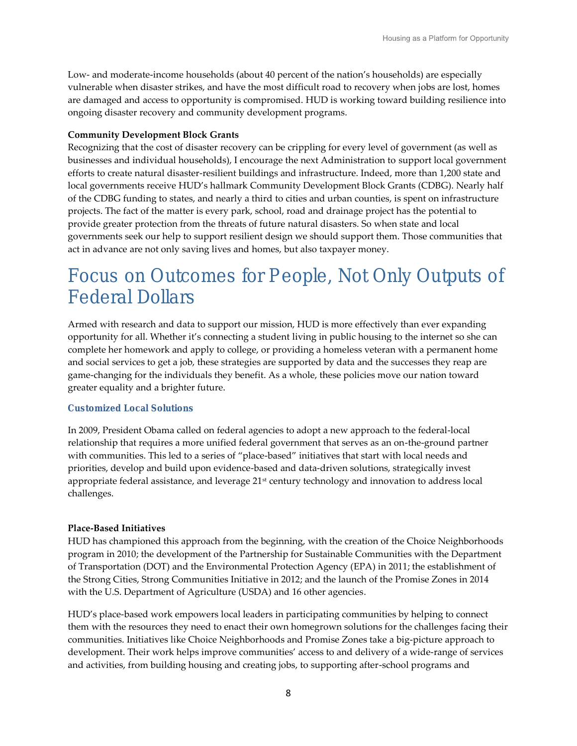Low- and moderate-income households (about 40 percent of the nation's households) are especially vulnerable when disaster strikes, and have the most difficult road to recovery when jobs are lost, homes are damaged and access to opportunity is compromised. HUD is working toward building resilience into ongoing disaster recovery and community development programs.

**Community Development Block Grants**

Recognizing that the cost of disaster recovery can be crippling for every level of government (as well as businesses and individual households), I encourage the next Administration to support local government efforts to create natural disaster-resilient buildings and infrastructure. Indeed, more than 1,200 state and local governments receive HUD's hallmark Community Development Block Grants (CDBG). Nearly half of the CDBG funding to states, and nearly a third to cities and urban counties, is spent on infrastructure projects. The fact of the matter is every park, school, road and drainage project has the potential to provide greater protection from the threats of future natural disasters. So when state and local governments seek our help to support resilient design we should support them. Those communities that act in advance are not only saving lives and homes, but also taxpayer money.

# Focus on Outcomes for People, Not Only Outputs of Federal Dollars

Armed with research and data to support our mission, HUD is more effectively than ever expanding opportunity for all. Whether it's connecting a student living in public housing to the internet so she can complete her homework and apply to college, or providing a homeless veteran with a permanent home and social services to get a job, these strategies are supported by data and the successes they reap are game-changing for the individuals they benefit. As a whole, these policies move our nation toward greater equality and a brighter future.

## Customized Local Solutions

In 2009, President Obama called on federal agencies to adopt a new approach to the federal-local relationship that requires a more unified federal government that serves as an on-the-ground partner with communities. This led to a series of "place-based" initiatives that start with local needs and priorities, develop and build upon evidence-based and data-driven solutions, strategically invest appropriate federal assistance, and leverage 21st century technology and innovation to address local challenges.

**Place-Based Initiatives**

HUD has championed this approach from the beginning, with the creation of the Choice Neighborhoods program in 2010; the development of the Partnership for Sustainable Communities with the Department of Transportation (DOT) and the Environmental Protection Agency (EPA) in 2011; the establishment of the Strong Cities, Strong Communities Initiative in 2012; and the launch of the Promise Zones in 2014 with the U.S. Department of Agriculture (USDA) and 16 other agencies.

HUD's place-based work empowers local leaders in participating communities by helping to connect them with the resources they need to enact their own homegrown solutions for the challenges facing their communities. Initiatives like Choice Neighborhoods and Promise Zones take a big-picture approach to development. Their work helps improve communities' access to and delivery of a wide-range of services and activities, from building housing and creating jobs, to supporting after-school programs and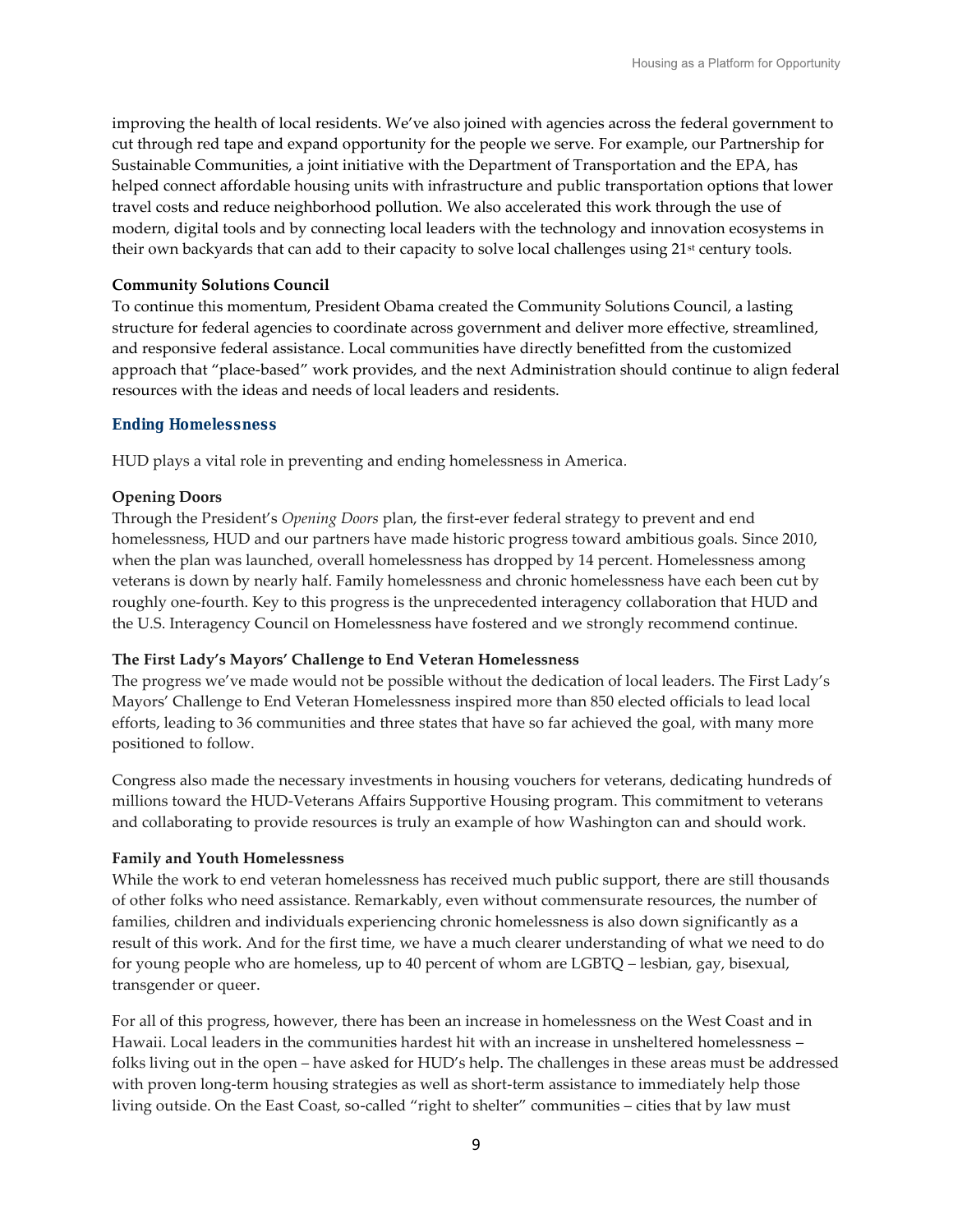improving the health of local residents. We've also joined with agencies across the federal government to cut through red tape and expand opportunity for the people we serve. For example, our Partnership for Sustainable Communities, a joint initiative with the Department of Transportation and the EPA, has helped connect affordable housing units with infrastructure and public transportation options that lower travel costs and reduce neighborhood pollution. We also accelerated this work through the use of modern, digital tools and by connecting local leaders with the technology and innovation ecosystems in their own backyards that can add to their capacity to solve local challenges using 21st century tools.

**Community Solutions Council**

To continue this momentum, President Obama created the Community Solutions Council, a lasting structure for federal agencies to coordinate across government and deliver more effective, streamlined, and responsive federal assistance. Local communities have directly benefitted from the customized approach that "place-based" work provides, and the next Administration should continue to align federal resources with the ideas and needs of local leaders and residents.

## Ending Homelessness

HUD plays a vital role in preventing and ending homelessness in America.

**Opening Doors**

Through the President's *Opening Doors* plan, the first-ever federal strategy to prevent and end homelessness, HUD and our partners have made historic progress toward ambitious goals. Since 2010, when the plan was launched, overall homelessness has dropped by 14 percent. Homelessness among veterans is down by nearly half. Family homelessness and chronic homelessness have each been cut by roughly one-fourth. Key to this progress is the unprecedented interagency collaboration that HUD and the U.S. Interagency Council on Homelessness have fostered and we strongly recommend continue.

**The First Lady's Mayors' Challenge to End Veteran Homelessness**

The progress we've made would not be possible without the dedication of local leaders. The First Lady's Mayors' Challenge to End Veteran Homelessness inspired more than 850 elected officials to lead local efforts, leading to 36 communities and three states that have so far achieved the goal, with many more positioned to follow.

Congress also made the necessary investments in housing vouchers for veterans, dedicating hundreds of millions toward the HUD-Veterans Affairs Supportive Housing program. This commitment to veterans and collaborating to provide resources is truly an example of how Washington can and should work.

**Family and Youth Homelessness**

While the work to end veteran homelessness has received much public support, there are still thousands of other folks who need assistance. Remarkably, even without commensurate resources, the number of families, children and individuals experiencing chronic homelessness is also down significantly as a result of this work. And for the first time, we have a much clearer understanding of what we need to do for young people who are homeless, up to 40 percent of whom are LGBTQ – lesbian, gay, bisexual, transgender or queer.

For all of this progress, however, there has been an increase in homelessness on the West Coast and in Hawaii. Local leaders in the communities hardest hit with an increase in unsheltered homelessness – folks living out in the open – have asked for HUD's help. The challenges in these areas must be addressed with proven long-term housing strategies as well as short-term assistance to immediately help those living outside. On the East Coast, so-called "right to shelter" communities – cities that by law must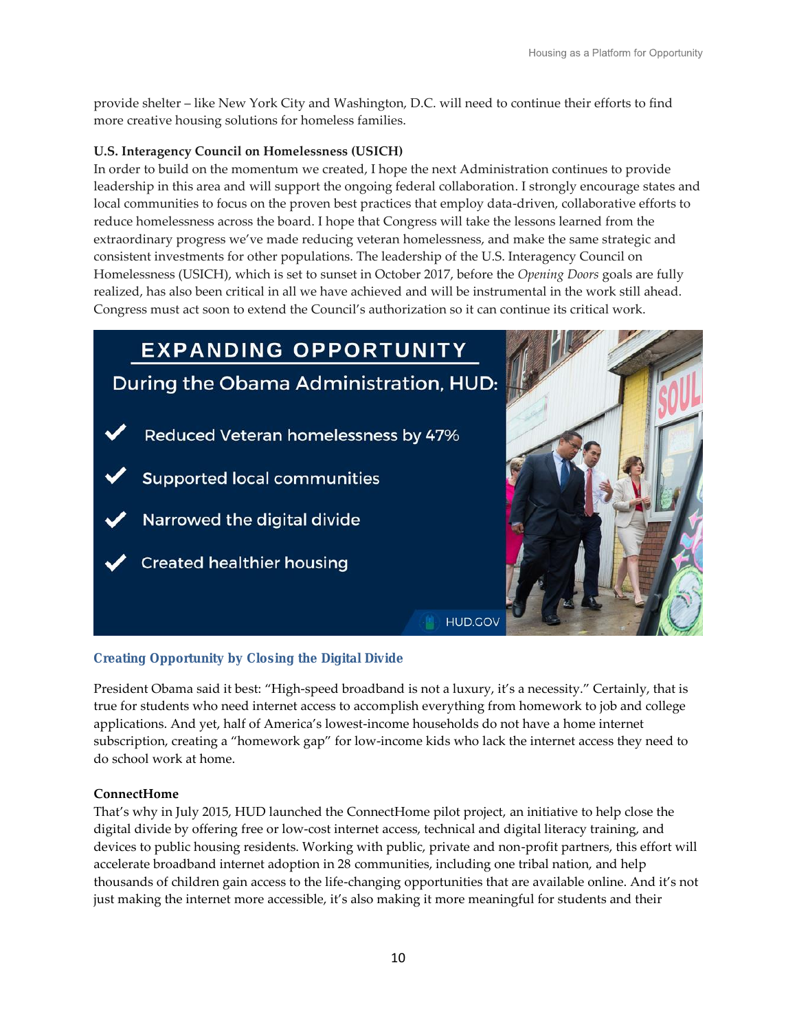provide shelter – like New York City and Washington, D.C. will need to continue their efforts to find more creative housing solutions for homeless families.

**U.S. Interagency Council on Homelessness (USICH)**

In order to build on the momentum we created, I hope the next Administration continues to provide leadership in this area and will support the ongoing federal collaboration. I strongly encourage states and local communities to focus on the proven best practices that employ data-driven, collaborative efforts to reduce homelessness across the board. I hope that Congress will take the lessons learned from the extraordinary progress we've made reducing veteran homelessness, and make the same strategic and consistent investments for other populations. The leadership of the U.S. Interagency Council on Homelessness (USICH), which is set to sunset in October 2017, before the *Opening Doors* goals are fully realized, has also been critical in all we have achieved and will be instrumental in the work still ahead. Congress must act soon to extend the Council's authorization so it can continue its critical work.

**EXPANDING OPPORTUNITY**

During the Obama Administration, HUD:

- ✔ Reduced Veteran homelessness by 47%
- ✔ Supported local communities
- ✔ Narrowed the digital divide
- ✔ Created healthier housing

HUD.GOV

## Creating Opportunity by Closing the Digital Divide

President Obama said it best: "High-speed broadband is not a luxury, it's a necessity." Certainly, that is true for students who need internet access to accomplish everything from homework to job and college applications. And yet, half of America's lowest-income households do not have a home internet subscription, creating a "homework gap" for low-income kids who lack the internet access they need to do school work at home.

**ConnectHome**

That's why in July 2015, HUD launched the ConnectHome pilot project, an initiative to help close the digital divide by offering free or low-cost internet access, technical and digital literacy training, and devices to public housing residents. Working with public, private and non-profit partners, this effort will accelerate broadband internet adoption in 28 communities, including one tribal nation, and help thousands of children gain access to the life-changing opportunities that are available online. And it's not just making the internet more accessible, it's also making it more meaningful for students and their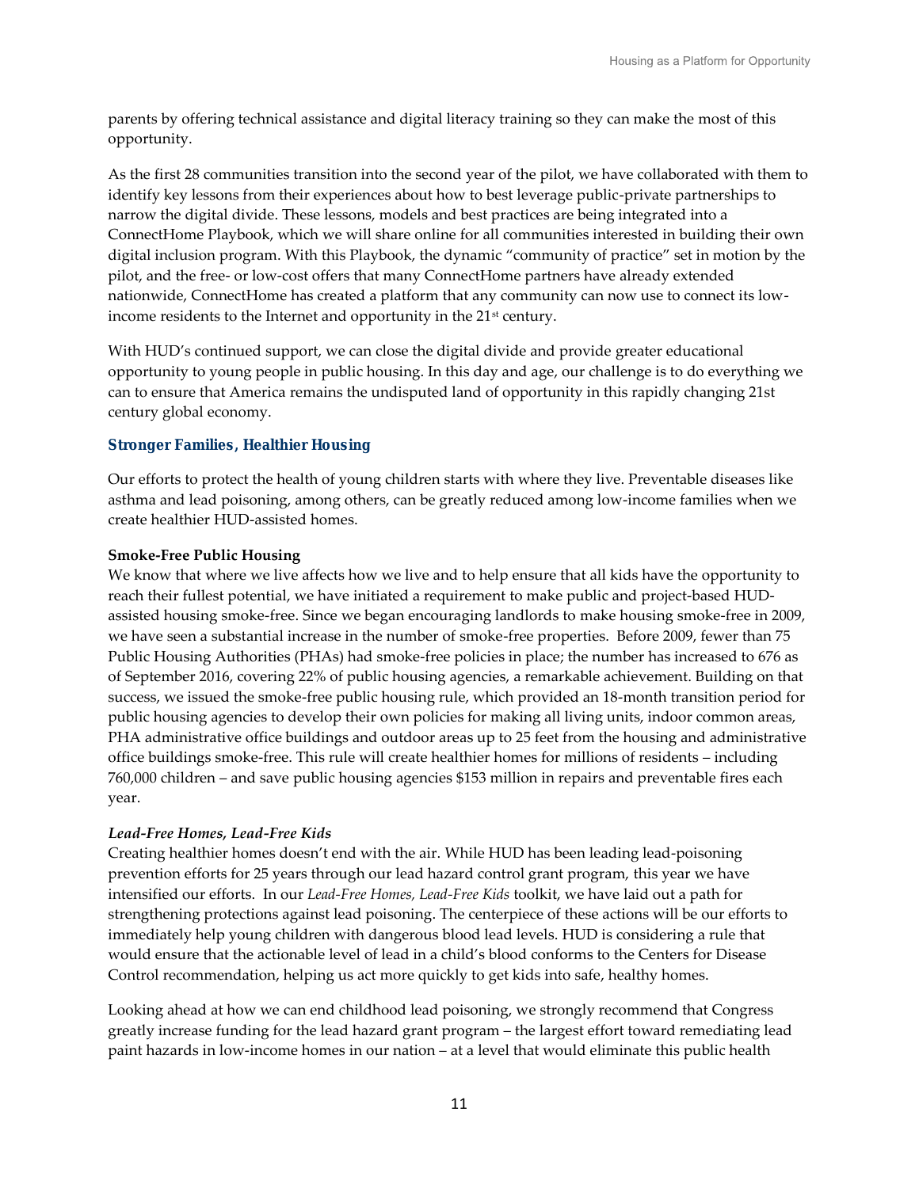parents by offering technical assistance and digital literacy training so they can make the most of this opportunity.

As the first 28 communities transition into the second year of the pilot, we have collaborated with them to identify key lessons from their experiences about how to best leverage public-private partnerships to narrow the digital divide. These lessons, models and best practices are being integrated into a ConnectHome Playbook, which we will share online for all communities interested in building their own digital inclusion program. With this Playbook, the dynamic "community of practice" set in motion by the pilot, and the free- or low-cost offers that many ConnectHome partners have already extended nationwide, ConnectHome has created a platform that any community can now use to connect its low-income residents to the Internet and opportunity in the 21st century.

With HUD's continued support, we can close the digital divide and provide greater educational opportunity to young people in public housing. In this day and age, our challenge is to do everything we can to ensure that America remains the undisputed land of opportunity in this rapidly changing 21st century global economy.

### Stronger Families, Healthier Housing

Our efforts to protect the health of young children starts with where they live. Preventable diseases like asthma and lead poisoning, among others, can be greatly reduced among low-income families when we create healthier HUD-assisted homes.

**Smoke-Free Public Housing**

We know that where we live affects how we live and to help ensure that all kids have the opportunity to reach their fullest potential, we have initiated a requirement to make public and project-based HUD-assisted housing smoke-free. Since we began encouraging landlords to make housing smoke-free in 2009, we have seen a substantial increase in the number of smoke-free properties. Before 2009, fewer than 75 Public Housing Authorities (PHAs) had smoke-free policies in place; the number has increased to 676 as of September 2016, covering 22% of public housing agencies, a remarkable achievement. Building on that success, we issued the smoke-free public housing rule, which provided an 18-month transition period for public housing agencies to develop their own policies for making all living units, indoor common areas, PHA administrative office buildings and outdoor areas up to 25 feet from the housing and administrative office buildings smoke-free. This rule will create healthier homes for millions of residents – including 760,000 children – and save public housing agencies $153 million in repairs and preventable fires each year.

***Lead-Free Homes, Lead-Free Kids***

Creating healthier homes doesn't end with the air. While HUD has been leading lead-poisoning prevention efforts for 25 years through our lead hazard control grant program, this year we have intensified our efforts. In our *Lead-Free Homes, Lead-Free Kids* toolkit, we have laid out a path for strengthening protections against lead poisoning. The centerpiece of these actions will be our efforts to immediately help young children with dangerous blood lead levels. HUD is considering a rule that would ensure that the actionable level of lead in a child's blood conforms to the Centers for Disease Control recommendation, helping us act more quickly to get kids into safe, healthy homes.

Looking ahead at how we can end childhood lead poisoning, we strongly recommend that Congress greatly increase funding for the lead hazard grant program – the largest effort toward remediating lead paint hazards in low-income homes in our nation – at a level that would eliminate this public health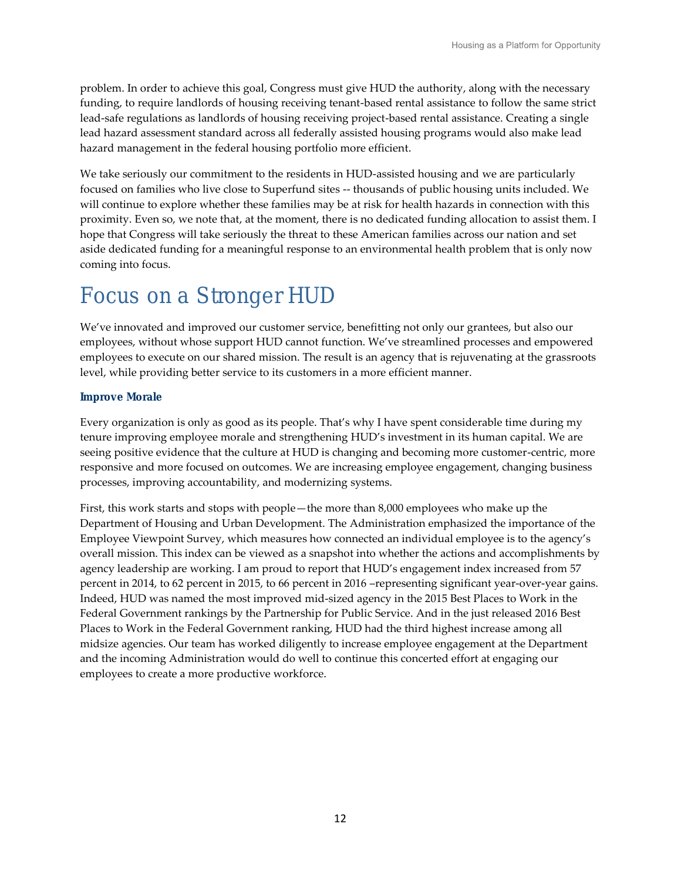problem. In order to achieve this goal, Congress must give HUD the authority, along with the necessary funding, to require landlords of housing receiving tenant-based rental assistance to follow the same strict lead-safe regulations as landlords of housing receiving project-based rental assistance. Creating a single lead hazard assessment standard across all federally assisted housing programs would also make lead hazard management in the federal housing portfolio more efficient.

We take seriously our commitment to the residents in HUD-assisted housing and we are particularly focused on families who live close to Superfund sites -- thousands of public housing units included. We will continue to explore whether these families may be at risk for health hazards in connection with this proximity. Even so, we note that, at the moment, there is no dedicated funding allocation to assist them. I hope that Congress will take seriously the threat to these American families across our nation and set aside dedicated funding for a meaningful response to an environmental health problem that is only now coming into focus.

# Focus on a Stronger HUD

We've innovated and improved our customer service, benefitting not only our grantees, but also our employees, without whose support HUD cannot function. We've streamlined processes and empowered employees to execute on our shared mission. The result is an agency that is rejuvenating at the grassroots level, while providing better service to its customers in a more efficient manner.

### Improve Morale

Every organization is only as good as its people. That's why I have spent considerable time during my tenure improving employee morale and strengthening HUD's investment in its human capital. We are seeing positive evidence that the culture at HUD is changing and becoming more customer-centric, more responsive and more focused on outcomes. We are increasing employee engagement, changing business processes, improving accountability, and modernizing systems.

First, this work starts and stops with people—the more than 8,000 employees who make up the Department of Housing and Urban Development. The Administration emphasized the importance of the Employee Viewpoint Survey, which measures how connected an individual employee is to the agency's overall mission. This index can be viewed as a snapshot into whether the actions and accomplishments by agency leadership are working. I am proud to report that HUD's engagement index increased from 57 percent in 2014, to 62 percent in 2015, to 66 percent in 2016 –representing significant year-over-year gains. Indeed, HUD was named the most improved mid-sized agency in the 2015 Best Places to Work in the Federal Government rankings by the Partnership for Public Service. And in the just released 2016 Best Places to Work in the Federal Government ranking, HUD had the third highest increase among all midsize agencies. Our team has worked diligently to increase employee engagement at the Department and the incoming Administration would do well to continue this concerted effort at engaging our employees to create a more productive workforce.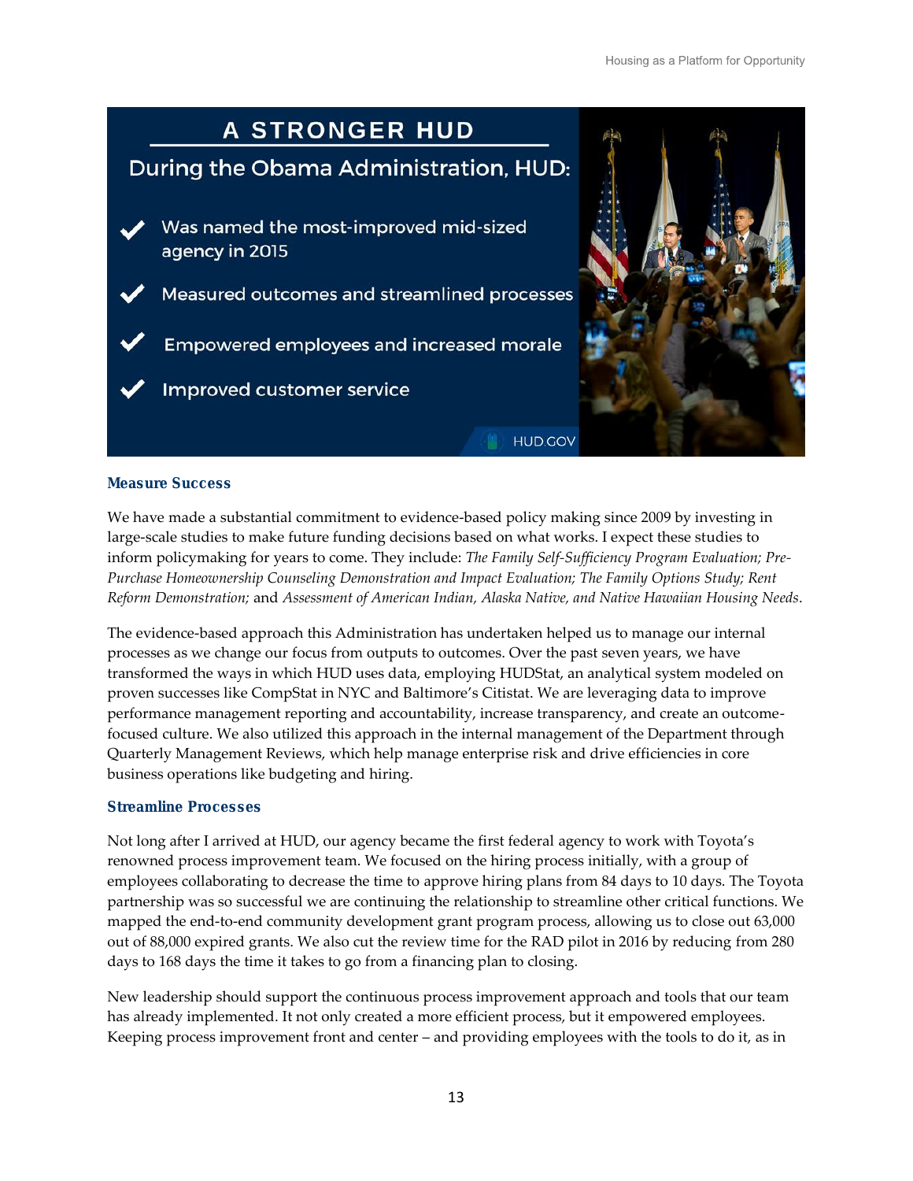# A STRONGER HUD

During the Obama Administration, HUD:

- Was named the most-improved mid-sized agency in 2015
- Measured outcomes and streamlined processes
- Empowered employees and increased morale
- Improved customer service

HUD.GOV

### Measure Success

We have made a substantial commitment to evidence-based policy making since 2009 by investing in large-scale studies to make future funding decisions based on what works. I expect these studies to inform policymaking for years to come. They include: *The Family Self-Sufficiency Program Evaluation; Pre-Purchase Homeownership Counseling Demonstration and Impact Evaluation; The Family Options Study; Rent Reform Demonstration;* and *Assessment of American Indian, Alaska Native, and Native Hawaiian Housing Needs*.

The evidence-based approach this Administration has undertaken helped us to manage our internal processes as we change our focus from outputs to outcomes. Over the past seven years, we have transformed the ways in which HUD uses data, employing HUDStat, an analytical system modeled on proven successes like CompStat in NYC and Baltimore's Citistat. We are leveraging data to improve performance management reporting and accountability, increase transparency, and create an outcome-focused culture. We also utilized this approach in the internal management of the Department through Quarterly Management Reviews, which help manage enterprise risk and drive efficiencies in core business operations like budgeting and hiring.

### Streamline Processes

Not long after I arrived at HUD, our agency became the first federal agency to work with Toyota's renowned process improvement team. We focused on the hiring process initially, with a group of employees collaborating to decrease the time to approve hiring plans from 84 days to 10 days. The Toyota partnership was so successful we are continuing the relationship to streamline other critical functions. We mapped the end-to-end community development grant program process, allowing us to close out 63,000 out of 88,000 expired grants. We also cut the review time for the RAD pilot in 2016 by reducing from 280 days to 168 days the time it takes to go from a financing plan to closing.

New leadership should support the continuous process improvement approach and tools that our team has already implemented. It not only created a more efficient process, but it empowered employees. Keeping process improvement front and center – and providing employees with the tools to do it, as in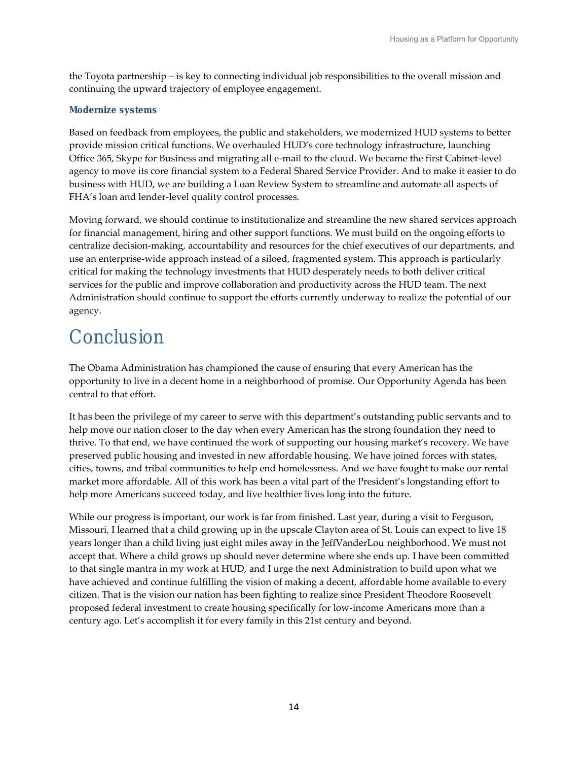the Toyota partnership – is key to connecting individual job responsibilities to the overall mission and continuing the upward trajectory of employee engagement.

### Modernize systems

Based on feedback from employees, the public and stakeholders, we modernized HUD systems to better provide mission critical functions. We overhauled HUD's core technology infrastructure, launching Office 365, Skype for Business and migrating all e-mail to the cloud. We became the first Cabinet-level agency to move its core financial system to a Federal Shared Service Provider. And to make it easier to do business with HUD, we are building a Loan Review System to streamline and automate all aspects of FHA's loan and lender-level quality control processes.

Moving forward, we should continue to institutionalize and streamline the new shared services approach for financial management, hiring and other support functions. We must build on the ongoing efforts to centralize decision-making, accountability and resources for the chief executives of our departments, and use an enterprise-wide approach instead of a siloed, fragmented system. This approach is particularly critical for making the technology investments that HUD desperately needs to both deliver critical services for the public and improve collaboration and productivity across the HUD team. The next Administration should continue to support the efforts currently underway to realize the potential of our agency.

# Conclusion

The Obama Administration has championed the cause of ensuring that every American has the opportunity to live in a decent home in a neighborhood of promise. Our Opportunity Agenda has been central to that effort.

It has been the privilege of my career to serve with this department's outstanding public servants and to help move our nation closer to the day when every American has the strong foundation they need to thrive. To that end, we have continued the work of supporting our housing market's recovery. We have preserved public housing and invested in new affordable housing. We have joined forces with states, cities, towns, and tribal communities to help end homelessness. And we have fought to make our rental market more affordable. All of this work has been a vital part of the President's longstanding effort to help more Americans succeed today, and live healthier lives long into the future.

While our progress is important, our work is far from finished. Last year, during a visit to Ferguson, Missouri, I learned that a child growing up in the upscale Clayton area of St. Louis can expect to live 18 years longer than a child living just eight miles away in the JeffVanderLou neighborhood. We must not accept that. Where a child grows up should never determine where she ends up. I have been committed to that single mantra in my work at HUD, and I urge the next Administration to build upon what we have achieved and continue fulfilling the vision of making a decent, affordable home available to every citizen. That is the vision our nation has been fighting to realize since President Theodore Roosevelt proposed federal investment to create housing specifically for low-income Americans more than a century ago. Let's accomplish it for every family in this 21st century and beyond.